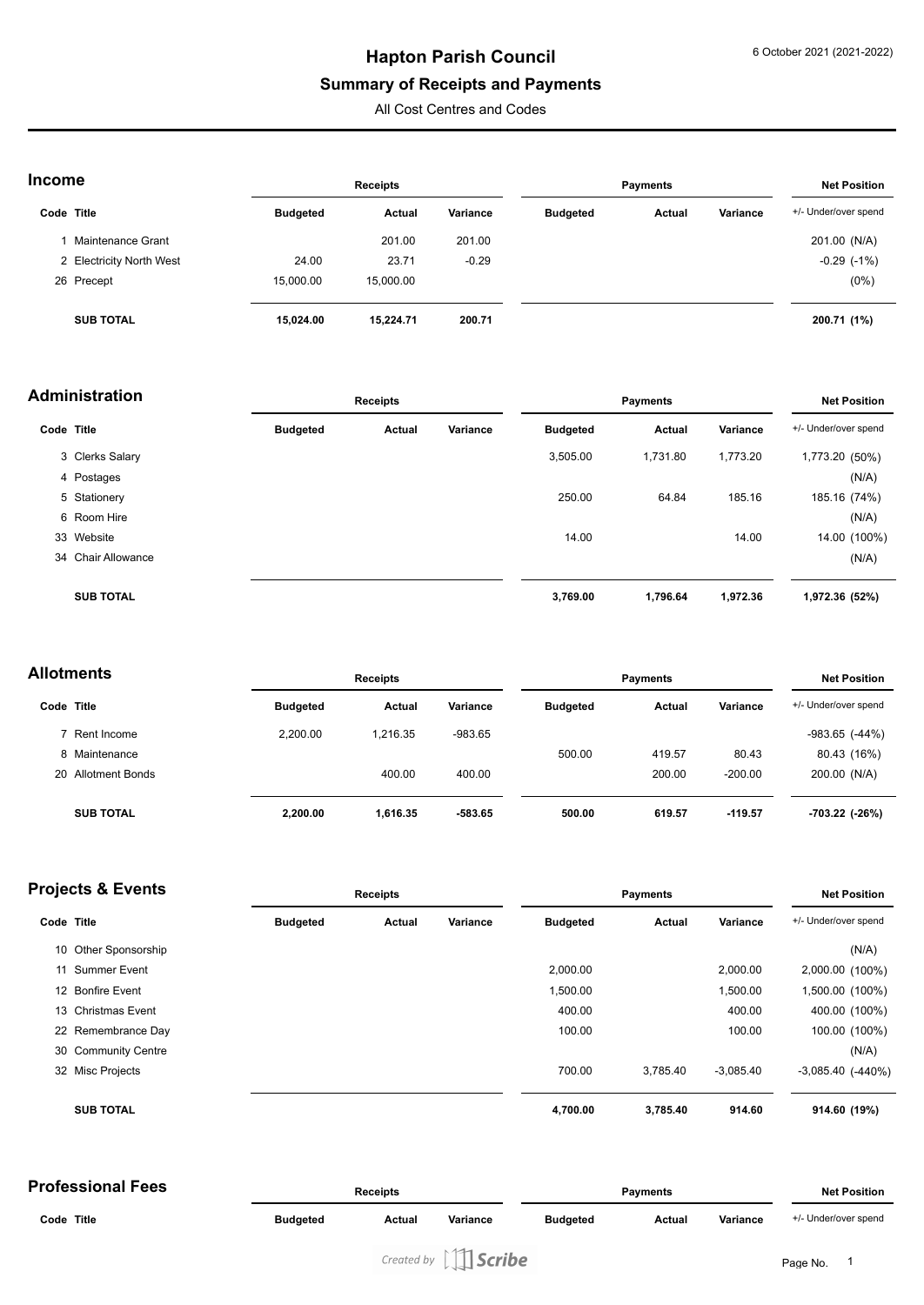# Hapton Parish Council

## Summary of Receipts and Payments

All Cost Centres and Codes

6 October 2021 (2021-2022)

### Income

| Code | Title | Receipts Budgeted | Receipts Actual | Receipts Variance | Payments Budgeted | Payments Actual | Payments Variance | Net Position +/- Under/over spend |
|---|---|---|---|---|---|---|---|---|
| 1 | Maintenance Grant | | 201.00 | 201.00 | | | | 201.00 (N/A) |
| 2 | Electricity North West | 24.00 | 23.71 | -0.29 | | | | -0.29 (-1%) |
| 26 | Precept | 15,000.00 | 15,000.00 | | | | | (0%) |
| | **SUB TOTAL** | **15,024.00** | **15,224.71** | **200.71** | | | | **200.71 (1%)** |

### Administration

| Code | Title | Receipts Budgeted | Receipts Actual | Receipts Variance | Payments Budgeted | Payments Actual | Payments Variance | Net Position +/- Under/over spend |
|---|---|---|---|---|---|---|---|---|
| 3 | Clerks Salary | | | | 3,505.00 | 1,731.80 | 1,773.20 | 1,773.20 (50%) |
| 4 | Postages | | | | | | | (N/A) |
| 5 | Stationery | | | | 250.00 | 64.84 | 185.16 | 185.16 (74%) |
| 6 | Room Hire | | | | | | | (N/A) |
| 33 | Website | | | | 14.00 | | 14.00 | 14.00 (100%) |
| 34 | Chair Allowance | | | | | | | (N/A) |
| | **SUB TOTAL** | | | | **3,769.00** | **1,796.64** | **1,972.36** | **1,972.36 (52%)** |

### Allotments

| Code | Title | Receipts Budgeted | Receipts Actual | Receipts Variance | Payments Budgeted | Payments Actual | Payments Variance | Net Position +/- Under/over spend |
|---|---|---|---|---|---|---|---|---|
| 7 | Rent Income | 2,200.00 | 1,216.35 | -983.65 | | | | -983.65 (-44%) |
| 8 | Maintenance | | | | 500.00 | 419.57 | 80.43 | 80.43 (16%) |
| 20 | Allotment Bonds | | 400.00 | 400.00 | | 200.00 | -200.00 | 200.00 (N/A) |
| | **SUB TOTAL** | **2,200.00** | **1,616.35** | **-583.65** | **500.00** | **619.57** | **-119.57** | **-703.22 (-26%)** |

### Projects & Events

| Code | Title | Receipts Budgeted | Receipts Actual | Receipts Variance | Payments Budgeted | Payments Actual | Payments Variance | Net Position +/- Under/over spend |
|---|---|---|---|---|---|---|---|---|
| 10 | Other Sponsorship | | | | | | | (N/A) |
| 11 | Summer Event | | | | 2,000.00 | | 2,000.00 | 2,000.00 (100%) |
| 12 | Bonfire Event | | | | 1,500.00 | | 1,500.00 | 1,500.00 (100%) |
| 13 | Christmas Event | | | | 400.00 | | 400.00 | 400.00 (100%) |
| 22 | Remembrance Day | | | | 100.00 | | 100.00 | 100.00 (100%) |
| 30 | Community Centre | | | | | | | (N/A) |
| 32 | Misc Projects | | | | 700.00 | 3,785.40 | -3,085.40 | -3,085.40 (-440%) |
| | **SUB TOTAL** | | | | **4,700.00** | **3,785.40** | **914.60** | **914.60 (19%)** |

### Professional Fees

| Code | Title | Receipts Budgeted | Receipts Actual | Receipts Variance | Payments Budgeted | Payments Actual | Payments Variance | Net Position +/- Under/over spend |
|---|---|---|---|---|---|---|---|---|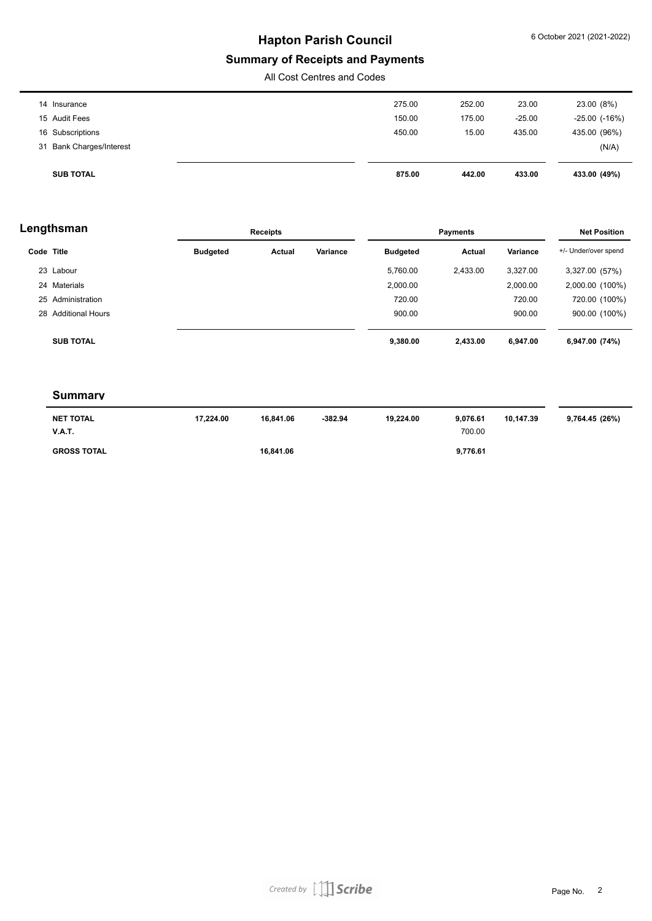# Hapton Parish Council

## Summary of Receipts and Payments

All Cost Centres and Codes

| Code | Title | Receipts Budgeted | Receipts Actual | Receipts Variance | Payments Budgeted | Payments Actual | Payments Variance | Net Position +/- Under/over spend |
|---|---|---|---|---|---|---|---|---|
| 14 | Insurance | | | | 275.00 | 252.00 | 23.00 | 23.00 (8%) |
| 15 | Audit Fees | | | | 150.00 | 175.00 | -25.00 | -25.00 (-16%) |
| 16 | Subscriptions | | | | 450.00 | 15.00 | 435.00 | 435.00 (96%) |
| 31 | Bank Charges/Interest | | | | | | | (N/A) |
| | **SUB TOTAL** | | | | **875.00** | **442.00** | **433.00** | **433.00 (49%)** |

## Lengthsman

| Code | Title | Receipts | | | Payments | | | Net Position |
|---|---|---|---|---|---|---|---|---|
| | | Budgeted | Actual | Variance | Budgeted | Actual | Variance | +/- Under/over spend |
| 23 | Labour | | | | 5,760.00 | 2,433.00 | 3,327.00 | 3,327.00 (57%) |
| 24 | Materials | | | | 2,000.00 | | 2,000.00 | 2,000.00 (100%) |
| 25 | Administration | | | | 720.00 | | 720.00 | 720.00 (100%) |
| 28 | Additional Hours | | | | 900.00 | | 900.00 | 900.00 (100%) |
| | **SUB TOTAL** | | | | **9,380.00** | **2,433.00** | **6,947.00** | **6,947.00 (74%)** |

## Summary

| | Receipts Budgeted | Receipts Actual | Receipts Variance | Payments Budgeted | Payments Actual | Payments Variance | Net Position |
|---|---|---|---|---|---|---|---|
| **NET TOTAL** | **17,224.00** | **16,841.06** | **-382.94** | **19,224.00** | **9,076.61** | **10,147.39** | **9,764.45 (26%)** |
| **V.A.T.** | | | | | 700.00 | | |
| **GROSS TOTAL** | | **16,841.06** | | | **9,776.61** | | |